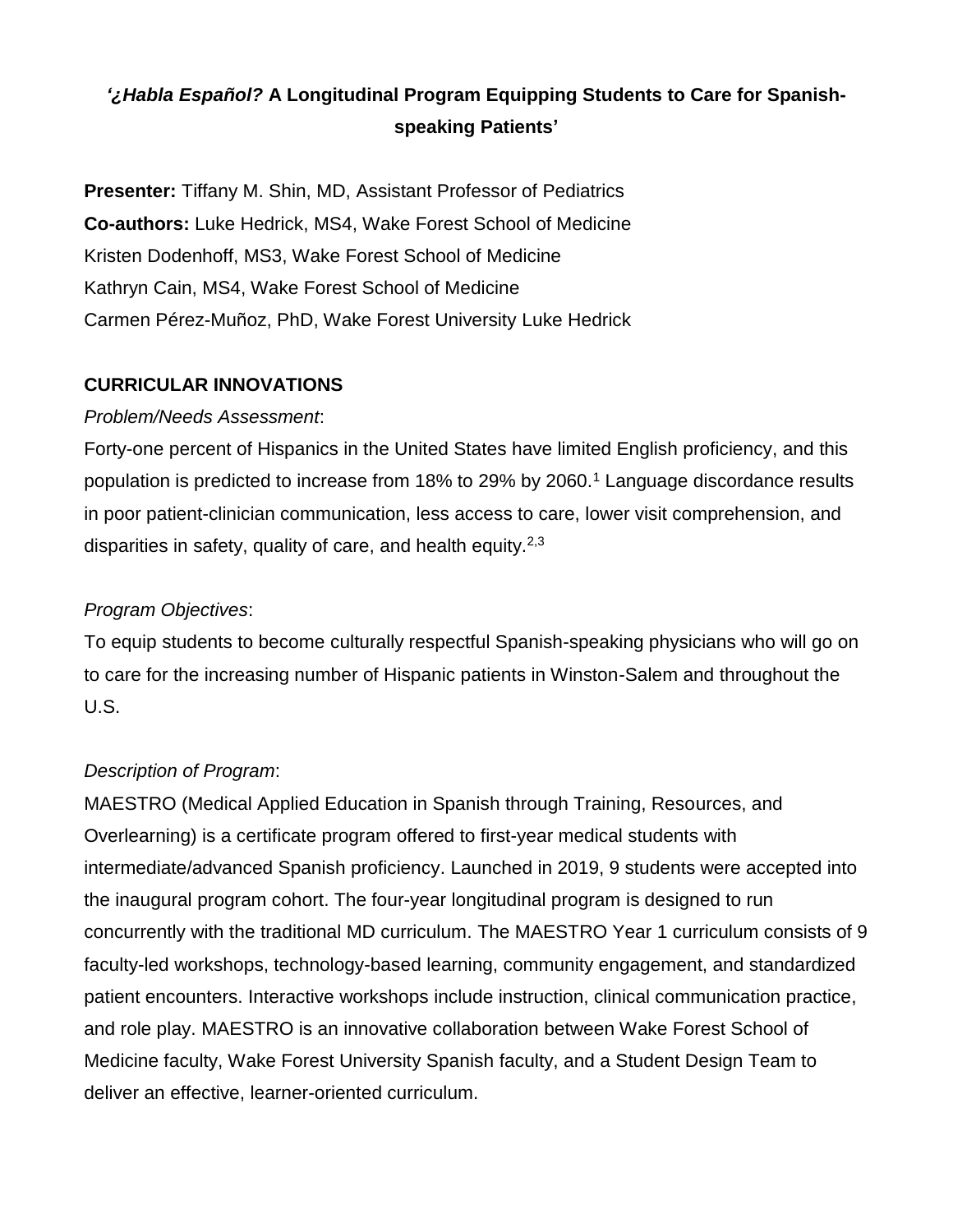# ‘*¿Habla Español?* A Longitudinal Program Equipping Students to Care for Spanish-speaking Patients’

**Presenter:** Tiffany M. Shin, MD, Assistant Professor of Pediatrics
**Co-authors:** Luke Hedrick, MS4, Wake Forest School of Medicine
Kristen Dodenhoff, MS3, Wake Forest School of Medicine
Kathryn Cain, MS4, Wake Forest School of Medicine
Carmen Pérez-Muñoz, PhD, Wake Forest University Luke Hedrick

## CURRICULAR INNOVATIONS

*Problem/Needs Assessment*:

Forty-one percent of Hispanics in the United States have limited English proficiency, and this population is predicted to increase from 18% to 29% by 2060.[1] Language discordance results in poor patient-clinician communication, less access to care, lower visit comprehension, and disparities in safety, quality of care, and health equity.[2,3]

*Program Objectives*:

To equip students to become culturally respectful Spanish-speaking physicians who will go on to care for the increasing number of Hispanic patients in Winston-Salem and throughout the U.S.

*Description of Program*:

MAESTRO (Medical Applied Education in Spanish through Training, Resources, and Overlearning) is a certificate program offered to first-year medical students with intermediate/advanced Spanish proficiency. Launched in 2019, 9 students were accepted into the inaugural program cohort. The four-year longitudinal program is designed to run concurrently with the traditional MD curriculum. The MAESTRO Year 1 curriculum consists of 9 faculty-led workshops, technology-based learning, community engagement, and standardized patient encounters. Interactive workshops include instruction, clinical communication practice, and role play. MAESTRO is an innovative collaboration between Wake Forest School of Medicine faculty, Wake Forest University Spanish faculty, and a Student Design Team to deliver an effective, learner-oriented curriculum.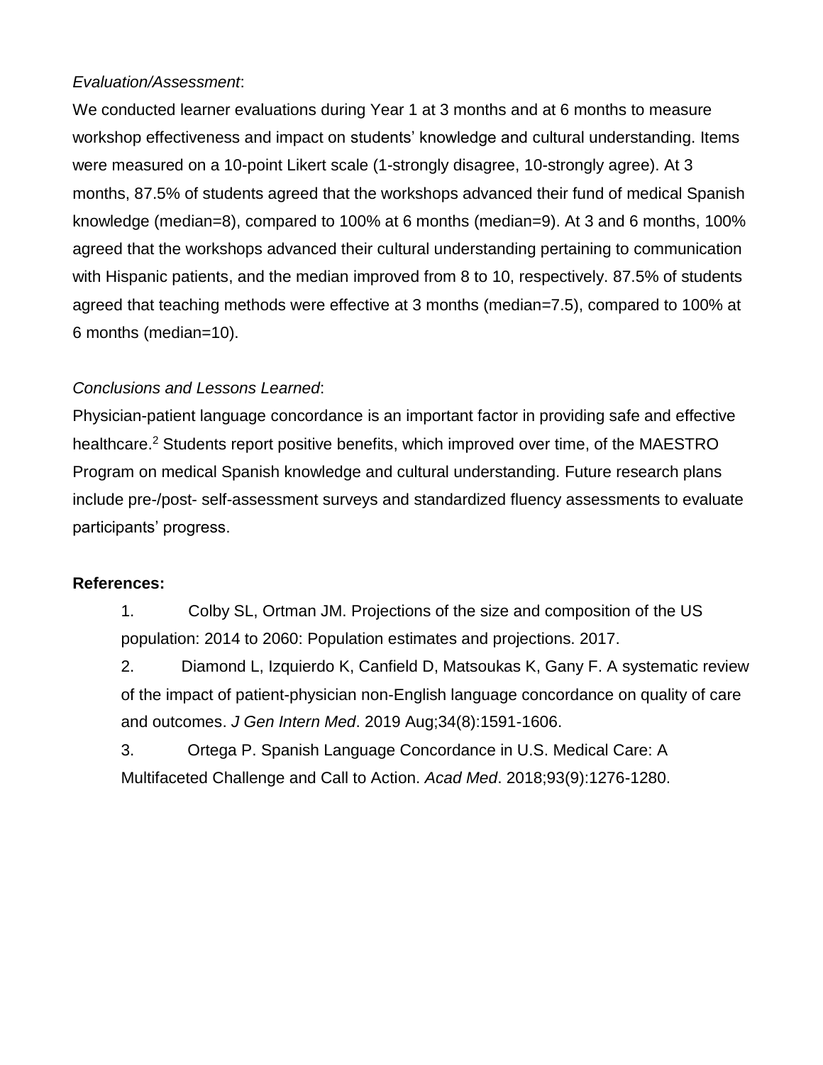*Evaluation/Assessment*:

We conducted learner evaluations during Year 1 at 3 months and at 6 months to measure workshop effectiveness and impact on students' knowledge and cultural understanding. Items were measured on a 10-point Likert scale (1-strongly disagree, 10-strongly agree). At 3 months, 87.5% of students agreed that the workshops advanced their fund of medical Spanish knowledge (median=8), compared to 100% at 6 months (median=9). At 3 and 6 months, 100% agreed that the workshops advanced their cultural understanding pertaining to communication with Hispanic patients, and the median improved from 8 to 10, respectively. 87.5% of students agreed that teaching methods were effective at 3 months (median=7.5), compared to 100% at 6 months (median=10).

*Conclusions and Lessons Learned*:

Physician-patient language concordance is an important factor in providing safe and effective healthcare.[2] Students report positive benefits, which improved over time, of the MAESTRO Program on medical Spanish knowledge and cultural understanding. Future research plans include pre-/post- self-assessment surveys and standardized fluency assessments to evaluate participants' progress.

**References:**

1. Colby SL, Ortman JM. Projections of the size and composition of the US population: 2014 to 2060: Population estimates and projections. 2017.
2. Diamond L, Izquierdo K, Canfield D, Matsoukas K, Gany F. A systematic review of the impact of patient-physician non-English language concordance on quality of care and outcomes. *J Gen Intern Med*. 2019 Aug;34(8):1591-1606.
3. Ortega P. Spanish Language Concordance in U.S. Medical Care: A Multifaceted Challenge and Call to Action. *Acad Med*. 2018;93(9):1276-1280.